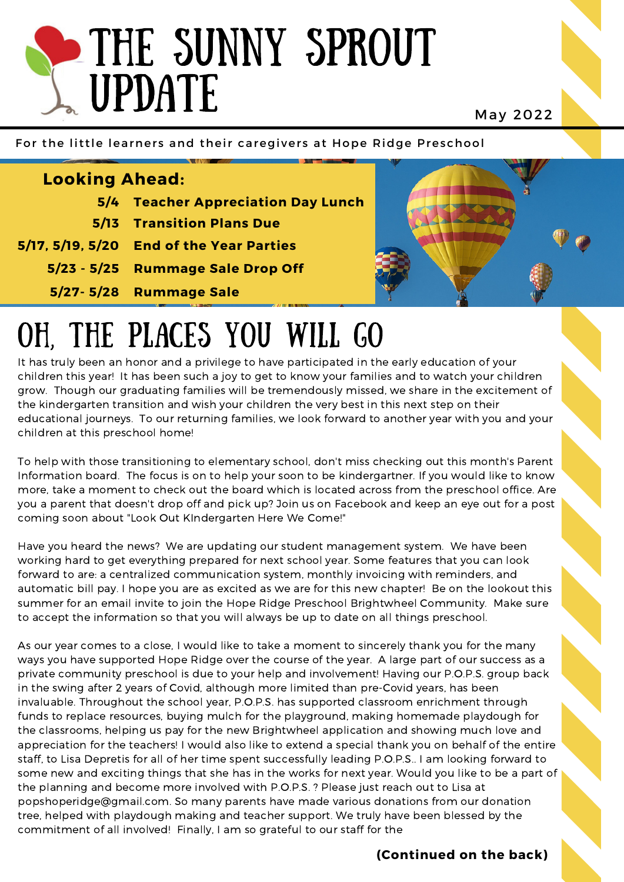# The Sunny Sprout Update

May 2022

For the little learners and their caregivers at Hope Ridge Preschool

## Looking Ahead:

| | |
|---|---|
| **5/4** | **Teacher Appreciation Day Lunch** |
| **5/13** | **Transition Plans Due** |
| **5/17, 5/19, 5/20** | **End of the Year Parties** |
| **5/23 - 5/25** | **Rummage Sale Drop Off** |
| **5/27- 5/28** | **Rummage Sale** |

# Oh, The Places You Will Go

It has truly been an honor and a privilege to have participated in the early education of your children this year! It has been such a joy to get to know your families and to watch your children grow. Though our graduating families will be tremendously missed, we share in the excitement of the kindergarten transition and wish your children the very best in this next step on their educational journeys. To our returning families, we look forward to another year with you and your children at this preschool home!

To help with those transitioning to elementary school, don't miss checking out this month's Parent Information board. The focus is on to help your soon to be kindergartner. If you would like to know more, take a moment to check out the board which is located across from the preschool office. Are you a parent that doesn't drop off and pick up? Join us on Facebook and keep an eye out for a post coming soon about "Look Out KIndergarten Here We Come!"

Have you heard the news? We are updating our student management system. We have been working hard to get everything prepared for next school year. Some features that you can look forward to are: a centralized communication system, monthly invoicing with reminders, and automatic bill pay. I hope you are as excited as we are for this new chapter! Be on the lookout this summer for an email invite to join the Hope Ridge Preschool Brightwheel Community. Make sure to accept the information so that you will always be up to date on all things preschool.

As our year comes to a close, I would like to take a moment to sincerely thank you for the many ways you have supported Hope Ridge over the course of the year. A large part of our success as a private community preschool is due to your help and involvement! Having our P.O.P.S. group back in the swing after 2 years of Covid, although more limited than pre-Covid years, has been invaluable. Throughout the school year, P.O.P.S. has supported classroom enrichment through funds to replace resources, buying mulch for the playground, making homemade playdough for the classrooms, helping us pay for the new Brightwheel application and showing much love and appreciation for the teachers! I would also like to extend a special thank you on behalf of the entire staff, to Lisa Depretis for all of her time spent successfully leading P.O.P.S.. I am looking forward to some new and exciting things that she has in the works for next year. Would you like to be a part of the planning and become more involved with P.O.P.S. ? Please just reach out to Lisa at popshoperidge@gmail.com. So many parents have made various donations from our donation tree, helped with playdough making and teacher support. We truly have been blessed by the commitment of all involved! Finally, I am so grateful to our staff for the

**(Continued on the back)**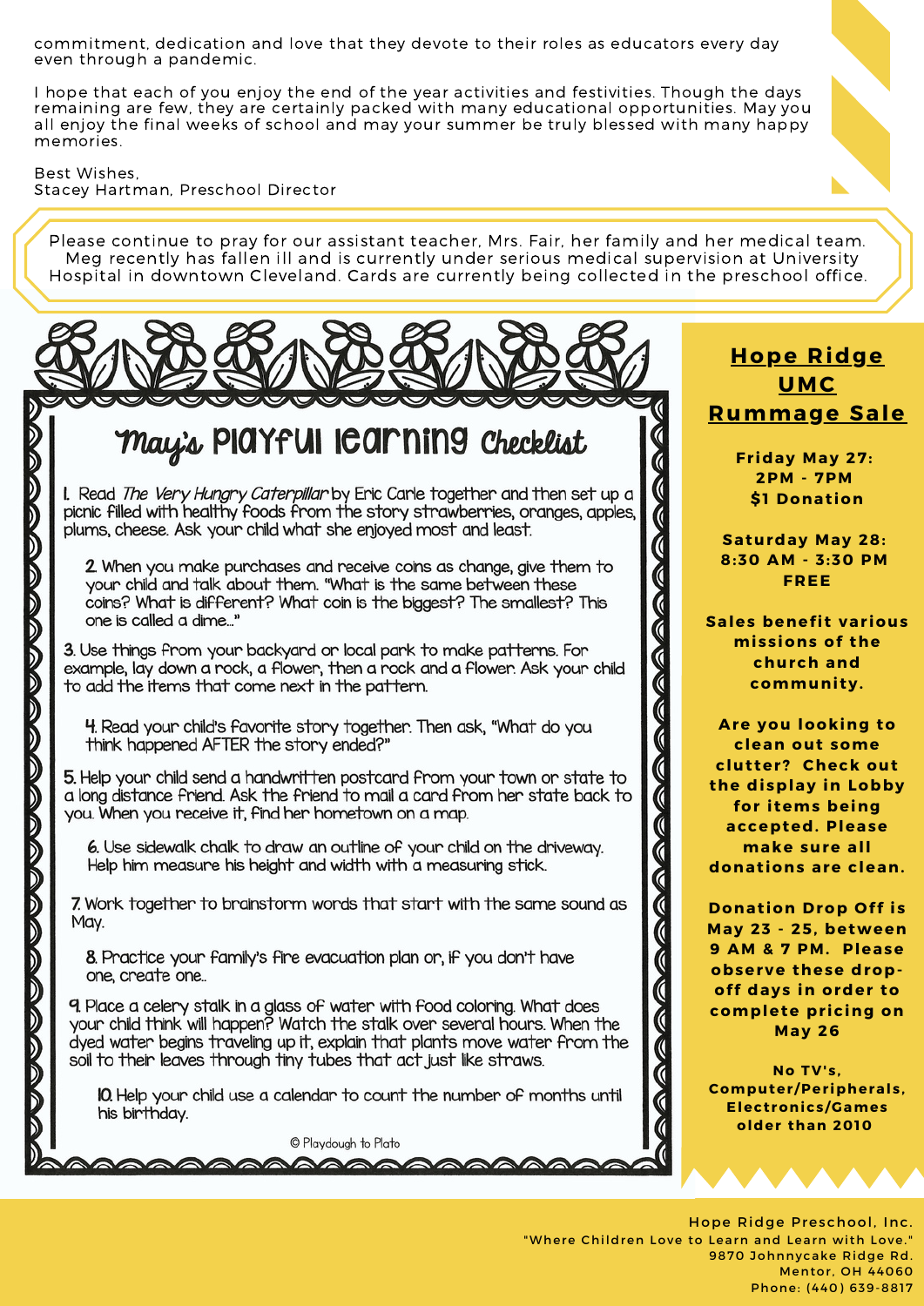commitment, dedication and love that they devote to their roles as educators every day even through a pandemic.

I hope that each of you enjoy the end of the year activities and festivities. Though the days remaining are few, they are certainly packed with many educational opportunities. May you all enjoy the final weeks of school and may your summer be truly blessed with many happy memories.

Best Wishes,
Stacey Hartman, Preschool Director

Please continue to pray for our assistant teacher, Mrs. Fair, her family and her medical team. Meg recently has fallen ill and is currently under serious medical supervision at University Hospital in downtown Cleveland. Cards are currently being collected in the preschool office.

## May's Playful Learning Checklist

1. Read *The Very Hungry Caterpillar* by Eric Carle together and then set up a picnic filled with healthy foods from the story strawberries, oranges, apples, plums, cheese. Ask your child what she enjoyed most and least.
2. When you make purchases and receive coins as change, give them to your child and talk about them. "What is the same between these coins? What is different? What coin is the biggest? The smallest? This one is called a dime..."
3. Use things from your backyard or local park to make patterns. For example, lay down a rock, a flower, then a rock and a flower. Ask your child to add the items that come next in the pattern.
4. Read your child's favorite story together. Then ask, "What do you think happened AFTER the story ended?"
5. Help your child send a handwritten postcard from your town or state to a long distance friend. Ask the friend to mail a card from her state back to you. When you receive it, find her hometown on a map.
6. Use sidewalk chalk to draw an outline of your child on the driveway. Help him measure his height and width with a measuring stick.
7. Work together to brainstorm words that start with the same sound as May.
8. Practice your family's fire evacuation plan or, if you don't have one, create one..
9. Place a celery stalk in a glass of water with food coloring. What does your child think will happen? Watch the stalk over several hours. When the dyed water begins traveling up it, explain that plants move water from the soil to their leaves through tiny tubes that act just like straws.
10. Help your child use a calendar to count the number of months until his birthday.

© Playdough to Plato

## Hope Ridge UMC Rummage Sale

**Friday May 27:**
**2PM - 7PM**
**$1 Donation**

**Saturday May 28:**
**8:30 AM - 3:30 PM**
**FREE**

**Sales benefit various missions of the church and community.**

**Are you looking to clean out some clutter? Check out the display in Lobby for items being accepted. Please make sure all donations are clean.**

**Donation Drop Off is May 23 - 25, between 9 AM & 7 PM. Please observe these drop-off days in order to complete pricing on May 26**

**No TV's, Computer/Peripherals, Electronics/Games older than 2010**

Hope Ridge Preschool, Inc.
"Where Children Love to Learn and Learn with Love."
9870 Johnnycake Ridge Rd.
Mentor, OH 44060
Phone: (440) 639-8817